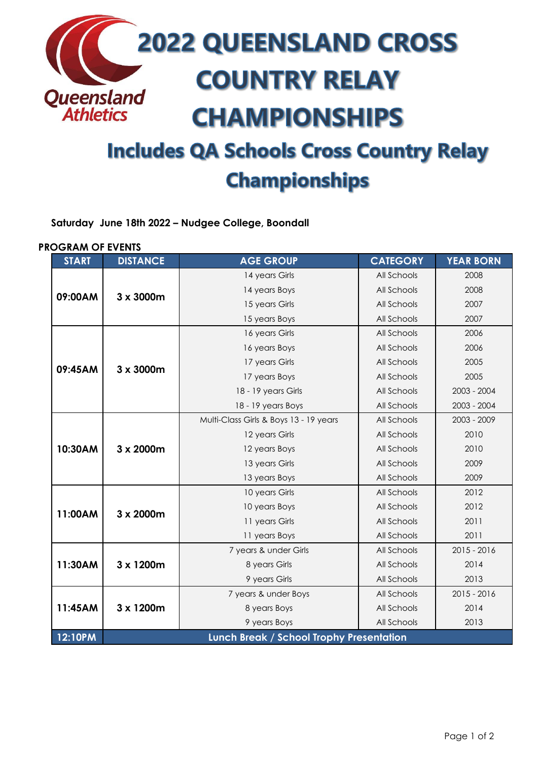# 2022 QUEENSLAND CROSS COUNTRY RELAY CHAMPIONSHIPS

## Includes QA Schools Cross Country Relay Championships

**Saturday June 18th 2022 – Nudgee College, Boondall**

**PROGRAM OF EVENTS**

| START | DISTANCE | AGE GROUP | CATEGORY | YEAR BORN |
|---|---|---|---|---|
| 09:00AM | 3 x 3000m | 14 years Girls | All Schools | 2008 |
| | | 14 years Boys | All Schools | 2008 |
| | | 15 years Girls | All Schools | 2007 |
| | | 15 years Boys | All Schools | 2007 |
| 09:45AM | 3 x 3000m | 16 years Girls | All Schools | 2006 |
| | | 16 years Boys | All Schools | 2006 |
| | | 17 years Girls | All Schools | 2005 |
| | | 17 years Boys | All Schools | 2005 |
| | | 18 - 19 years Girls | All Schools | 2003 - 2004 |
| | | 18 - 19 years Boys | All Schools | 2003 - 2004 |
| 10:30AM | 3 x 2000m | Multi-Class Girls & Boys 13 - 19 years | All Schools | 2003 - 2009 |
| | | 12 years Girls | All Schools | 2010 |
| | | 12 years Boys | All Schools | 2010 |
| | | 13 years Girls | All Schools | 2009 |
| | | 13 years Boys | All Schools | 2009 |
| 11:00AM | 3 x 2000m | 10 years Girls | All Schools | 2012 |
| | | 10 years Boys | All Schools | 2012 |
| | | 11 years Girls | All Schools | 2011 |
| | | 11 years Boys | All Schools | 2011 |
| 11:30AM | 3 x 1200m | 7 years & under Girls | All Schools | 2015 - 2016 |
| | | 8 years Girls | All Schools | 2014 |
| | | 9 years Girls | All Schools | 2013 |
| 11:45AM | 3 x 1200m | 7 years & under Boys | All Schools | 2015 - 2016 |
| | | 8 years Boys | All Schools | 2014 |
| | | 9 years Boys | All Schools | 2013 |
| 12:10PM | Lunch Break / School Trophy Presentation | | | |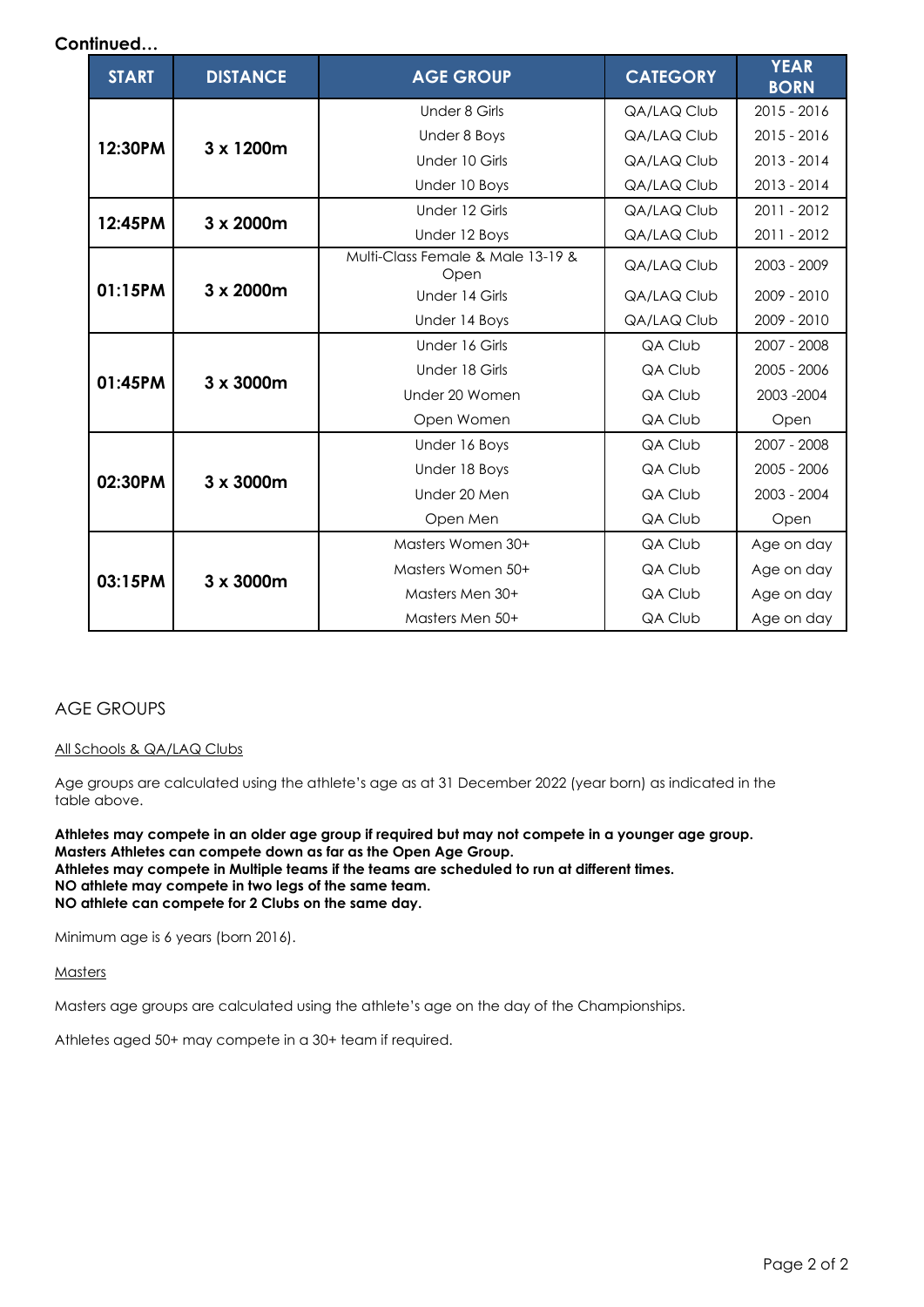**Continued…**

| START | DISTANCE | AGE GROUP | CATEGORY | YEAR BORN |
|---|---|---|---|---|
| 12:30PM | 3 x 1200m | Under 8 Girls | QA/LAQ Club | 2015 - 2016 |
| | | Under 8 Boys | QA/LAQ Club | 2015 - 2016 |
| | | Under 10 Girls | QA/LAQ Club | 2013 - 2014 |
| | | Under 10 Boys | QA/LAQ Club | 2013 - 2014 |
| 12:45PM | 3 x 2000m | Under 12 Girls | QA/LAQ Club | 2011 - 2012 |
| | | Under 12 Boys | QA/LAQ Club | 2011 - 2012 |
| 01:15PM | 3 x 2000m | Multi-Class Female & Male 13-19 & Open | QA/LAQ Club | 2003 - 2009 |
| | | Under 14 Girls | QA/LAQ Club | 2009 - 2010 |
| | | Under 14 Boys | QA/LAQ Club | 2009 - 2010 |
| 01:45PM | 3 x 3000m | Under 16 Girls | QA Club | 2007 - 2008 |
| | | Under 18 Girls | QA Club | 2005 - 2006 |
| | | Under 20 Women | QA Club | 2003 -2004 |
| | | Open Women | QA Club | Open |
| 02:30PM | 3 x 3000m | Under 16 Boys | QA Club | 2007 - 2008 |
| | | Under 18 Boys | QA Club | 2005 - 2006 |
| | | Under 20 Men | QA Club | 2003 - 2004 |
| | | Open Men | QA Club | Open |
| 03:15PM | 3 x 3000m | Masters Women 30+ | QA Club | Age on day |
| | | Masters Women 50+ | QA Club | Age on day |
| | | Masters Men 30+ | QA Club | Age on day |
| | | Masters Men 50+ | QA Club | Age on day |

## AGE GROUPS

All Schools & QA/LAQ Clubs

Age groups are calculated using the athlete's age as at 31 December 2022 (year born) as indicated in the table above.

**Athletes may compete in an older age group if required but may not compete in a younger age group.**
**Masters Athletes can compete down as far as the Open Age Group.**
**Athletes may compete in Multiple teams if the teams are scheduled to run at different times.**
**NO athlete may compete in two legs of the same team.**
**NO athlete can compete for 2 Clubs on the same day.**

Minimum age is 6 years (born 2016).

Masters

Masters age groups are calculated using the athlete's age on the day of the Championships.

Athletes aged 50+ may compete in a 30+ team if required.